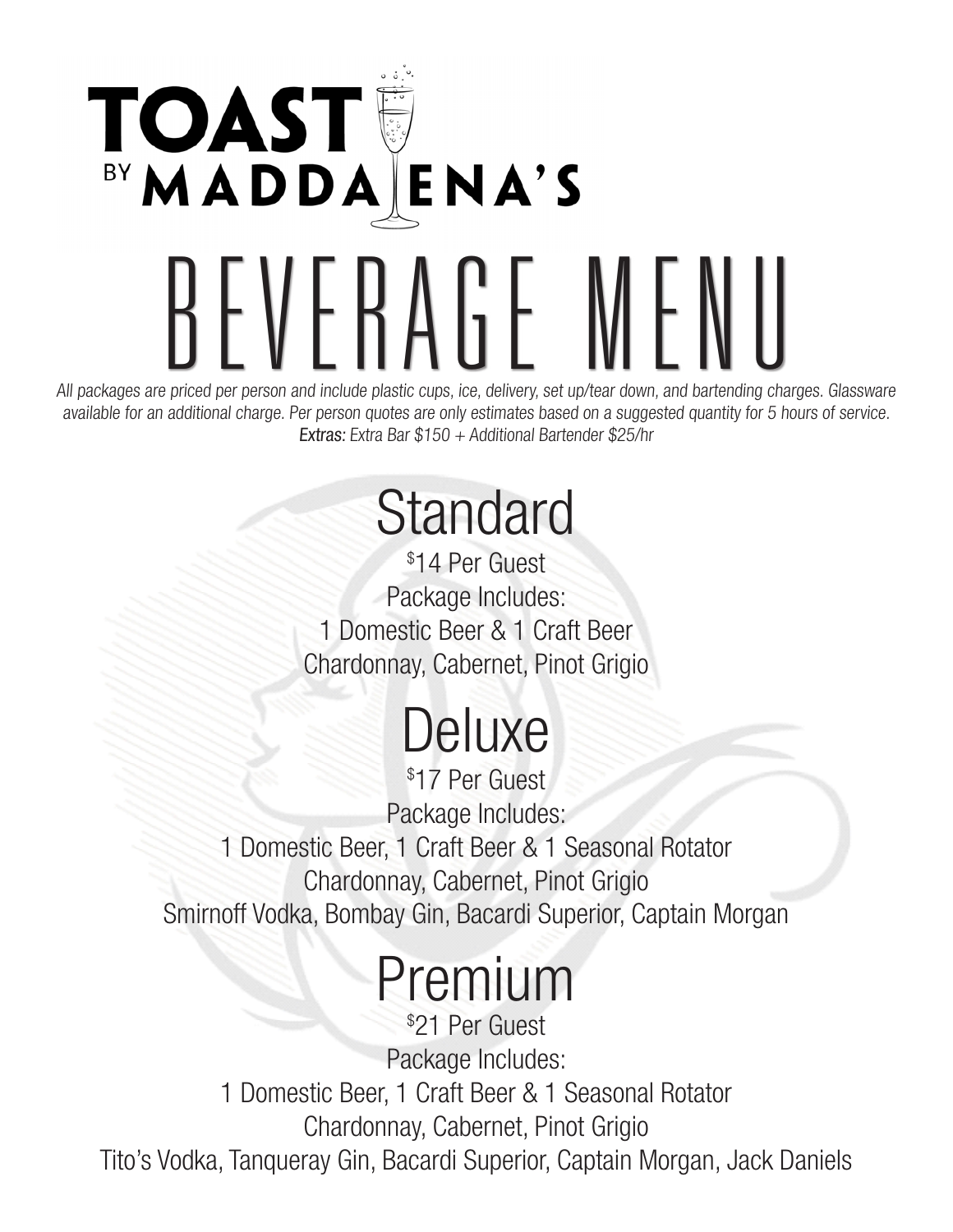# TOAST BY MADDALENA'S

# BEVERAGE MENU

*All packages are priced per person and include plastic cups, ice, delivery, set up/tear down, and bartending charges. Glassware available for an additional charge. Per person quotes are only estimates based on a suggested quantity for 5 hours of service.*
***Extras:** Extra Bar $150 + Additional Bartender $25/hr*

## Standard

$14 Per Guest
Package Includes:
1 Domestic Beer & 1 Craft Beer
Chardonnay, Cabernet, Pinot Grigio

## Deluxe

$17 Per Guest
Package Includes:
1 Domestic Beer, 1 Craft Beer & 1 Seasonal Rotator
Chardonnay, Cabernet, Pinot Grigio
Smirnoff Vodka, Bombay Gin, Bacardi Superior, Captain Morgan

## Premium

$21 Per Guest
Package Includes:
1 Domestic Beer, 1 Craft Beer & 1 Seasonal Rotator
Chardonnay, Cabernet, Pinot Grigio
Tito's Vodka, Tanqueray Gin, Bacardi Superior, Captain Morgan, Jack Daniels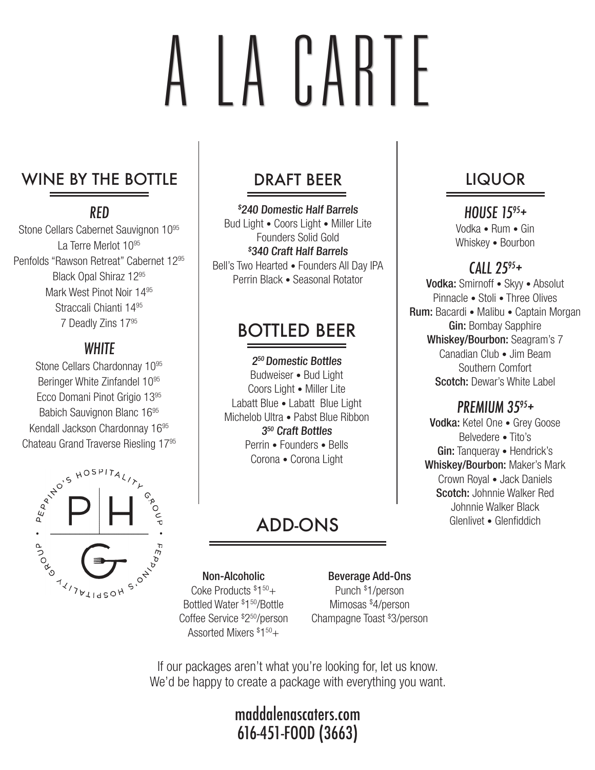# A LA CARTE

## WINE BY THE BOTTLE

### *RED*

Stone Cellars Cabernet Sauvignon 10.95
La Terre Merlot 10.95
Penfolds "Rawson Retreat" Cabernet 12.95
Black Opal Shiraz 12.95
Mark West Pinot Noir 14.95
Straccali Chianti 14.95
7 Deadly Zins 17.95

### *WHITE*

Stone Cellars Chardonnay 10.95
Beringer White Zinfandel 10.95
Ecco Domani Pinot Grigio 13.95
Babich Sauvignon Blanc 16.95
Kendall Jackson Chardonnay 16.95
Chateau Grand Traverse Riesling 17.95

PEPPINO'S HOSPITALITY GROUP • PEPPINO'S HOSPITALITY GROUP •

PHG

## DRAFT BEER

***$240 Domestic Half Barrels***
Bud Light • Coors Light • Miller Lite
Founders Solid Gold

***$340 Craft Half Barrels***
Bell's Two Hearted • Founders All Day IPA
Perrin Black • Seasonal Rotator

## BOTTLED BEER

***2.50 Domestic Bottles***
Budweiser • Bud Light
Coors Light • Miller Lite
Labatt Blue • Labatt Blue Light
Michelob Ultra • Pabst Blue Ribbon

***3.50 Craft Bottles***
Perrin • Founders • Bells
Corona • Corona Light

## LIQUOR

### *HOUSE 15.95+*

Vodka • Rum • Gin
Whiskey • Bourbon

### *CALL 25.95+*

**Vodka:** Smirnoff • Skyy • Absolut
Pinnacle • Stoli • Three Olives
**Rum:** Bacardi • Malibu • Captain Morgan
**Gin:** Bombay Sapphire
**Whiskey/Bourbon:** Seagram's 7
Canadian Club • Jim Beam
Southern Comfort
**Scotch:** Dewar's White Label

### *PREMIUM 35.95+*

**Vodka:** Ketel One • Grey Goose
Belvedere • Tito's
**Gin:** Tanqueray • Hendrick's
**Whiskey/Bourbon:** Maker's Mark
Crown Royal • Jack Daniels
**Scotch:** Johnnie Walker Red
Johnnie Walker Black
Glenlivet • Glenfiddich

## ADD-ONS

**Non-Alcoholic**
Coke Products $1.50+
Bottled Water $1.50/Bottle
Coffee Service $2.50/person
Assorted Mixers $1.50+

**Beverage Add-Ons**
Punch $1/person
Mimosas $4/person
Champagne Toast $3/person

If our packages aren't what you're looking for, let us know.
We'd be happy to create a package with everything you want.

maddalenascaters.com
616-451-FOOD (3663)